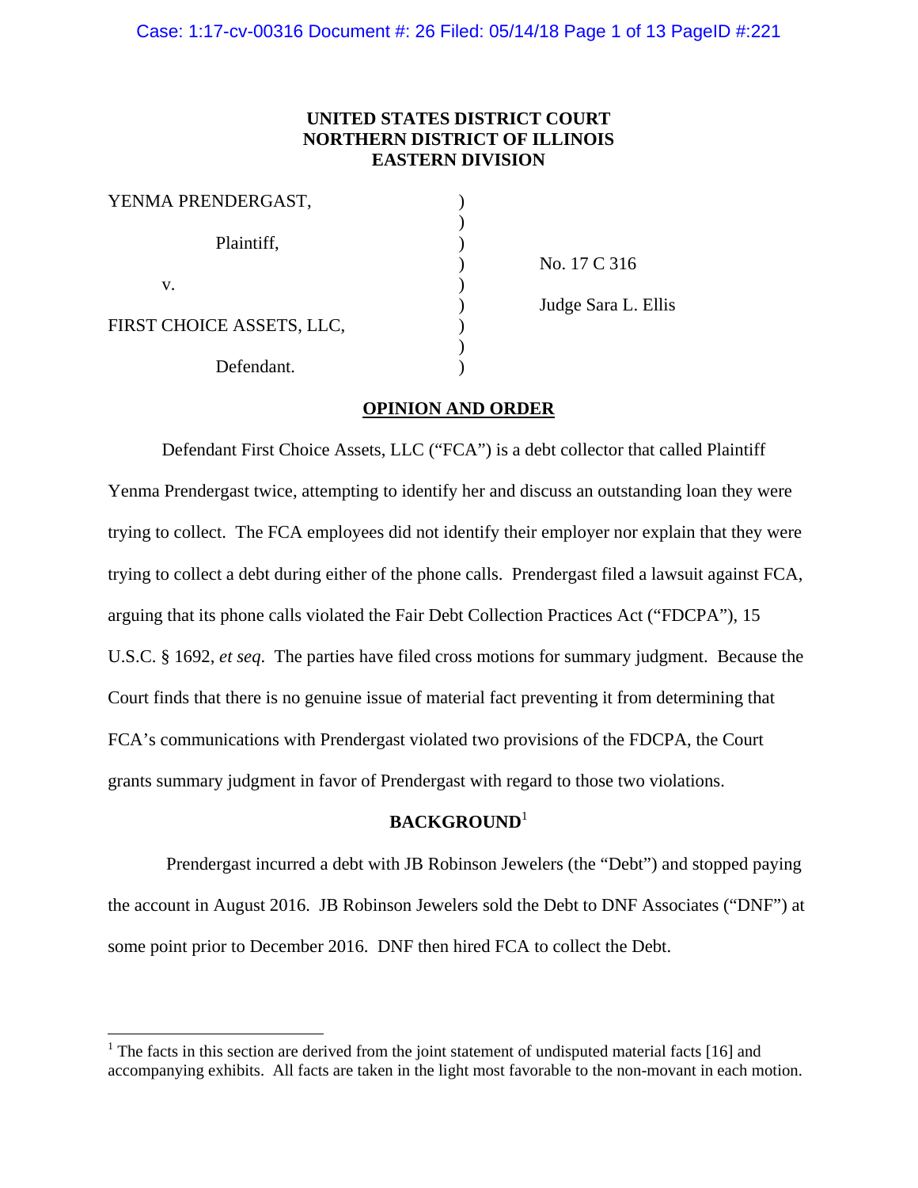**UNITED STATES DISTRICT COURT**
**NORTHERN DISTRICT OF ILLINOIS**
**EASTERN DIVISION**

YENMA PRENDERGAST,

Plaintiff,

v.

FIRST CHOICE ASSETS, LLC,

Defendant.

No. 17 C 316

Judge Sara L. Ellis

**OPINION AND ORDER**

Defendant First Choice Assets, LLC ("FCA") is a debt collector that called Plaintiff Yenma Prendergast twice, attempting to identify her and discuss an outstanding loan they were trying to collect. The FCA employees did not identify their employer nor explain that they were trying to collect a debt during either of the phone calls. Prendergast filed a lawsuit against FCA, arguing that its phone calls violated the Fair Debt Collection Practices Act ("FDCPA"), 15 U.S.C. § 1692, *et seq*. The parties have filed cross motions for summary judgment. Because the Court finds that there is no genuine issue of material fact preventing it from determining that FCA's communications with Prendergast violated two provisions of the FDCPA, the Court grants summary judgment in favor of Prendergast with regard to those two violations.

**BACKGROUND**[1]

Prendergast incurred a debt with JB Robinson Jewelers (the "Debt") and stopped paying the account in August 2016. JB Robinson Jewelers sold the Debt to DNF Associates ("DNF") at some point prior to December 2016. DNF then hired FCA to collect the Debt.

[1] The facts in this section are derived from the joint statement of undisputed material facts [16] and accompanying exhibits. All facts are taken in the light most favorable to the non-movant in each motion.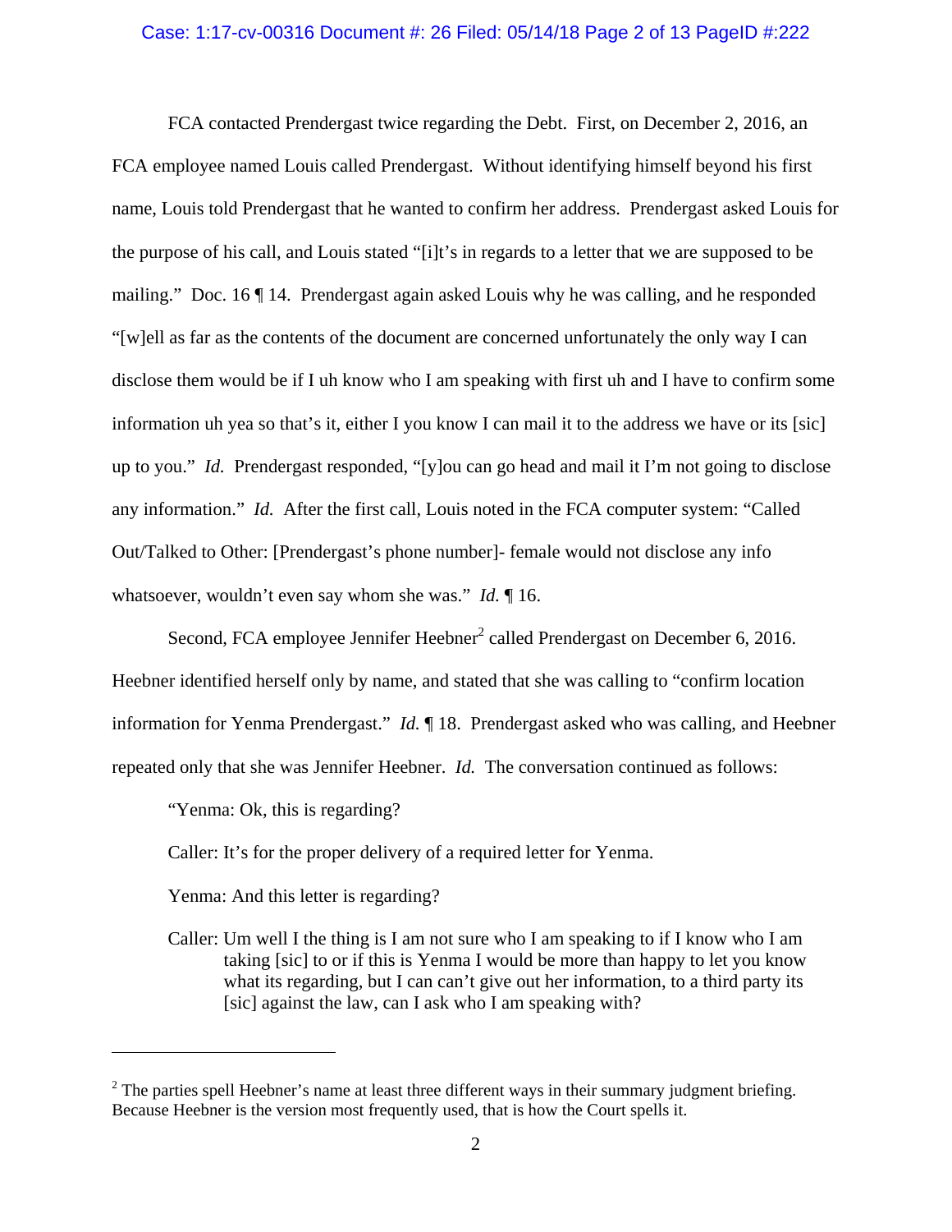FCA contacted Prendergast twice regarding the Debt. First, on December 2, 2016, an FCA employee named Louis called Prendergast. Without identifying himself beyond his first name, Louis told Prendergast that he wanted to confirm her address. Prendergast asked Louis for the purpose of his call, and Louis stated "[i]t's in regards to a letter that we are supposed to be mailing." Doc. 16 ¶ 14. Prendergast again asked Louis why he was calling, and he responded "[w]ell as far as the contents of the document are concerned unfortunately the only way I can disclose them would be if I uh know who I am speaking with first uh and I have to confirm some information uh yea so that's it, either I you know I can mail it to the address we have or its [sic] up to you." *Id.* Prendergast responded, "[y]ou can go head and mail it I'm not going to disclose any information." *Id.* After the first call, Louis noted in the FCA computer system: "Called Out/Talked to Other: [Prendergast's phone number]- female would not disclose any info whatsoever, wouldn't even say whom she was." *Id.* ¶ 16.

Second, FCA employee Jennifer Heebner[2] called Prendergast on December 6, 2016. Heebner identified herself only by name, and stated that she was calling to "confirm location information for Yenma Prendergast." *Id.* ¶ 18. Prendergast asked who was calling, and Heebner repeated only that she was Jennifer Heebner. *Id.* The conversation continued as follows:

> "Yenma: Ok, this is regarding?
>
> Caller: It's for the proper delivery of a required letter for Yenma.
>
> Yenma: And this letter is regarding?
>
> Caller: Um well I the thing is I am not sure who I am speaking to if I know who I am taking [sic] to or if this is Yenma I would be more than happy to let you know what its regarding, but I can can't give out her information, to a third party its [sic] against the law, can I ask who I am speaking with?

---

[2] The parties spell Heebner's name at least three different ways in their summary judgment briefing. Because Heebner is the version most frequently used, that is how the Court spells it.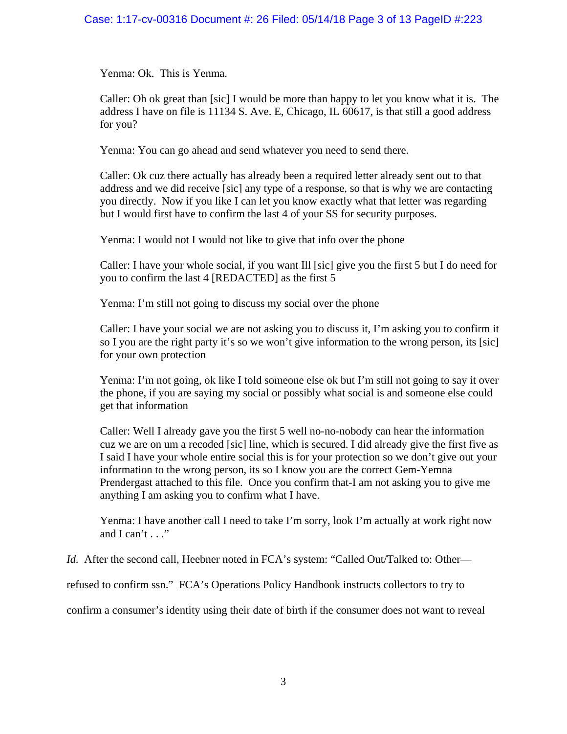> Yenma: Ok. This is Yenma.
>
> Caller: Oh ok great than [sic] I would be more than happy to let you know what it is. The address I have on file is 11134 S. Ave. E, Chicago, IL 60617, is that still a good address for you?
>
> Yenma: You can go ahead and send whatever you need to send there.
>
> Caller: Ok cuz there actually has already been a required letter already sent out to that address and we did receive [sic] any type of a response, so that is why we are contacting you directly. Now if you like I can let you know exactly what that letter was regarding but I would first have to confirm the last 4 of your SS for security purposes.
>
> Yenma: I would not I would not like to give that info over the phone
>
> Caller: I have your whole social, if you want Ill [sic] give you the first 5 but I do need for you to confirm the last 4 [REDACTED] as the first 5
>
> Yenma: I'm still not going to discuss my social over the phone
>
> Caller: I have your social we are not asking you to discuss it, I'm asking you to confirm it so I you are the right party it's so we won't give information to the wrong person, its [sic] for your own protection
>
> Yenma: I'm not going, ok like I told someone else ok but I'm still not going to say it over the phone, if you are saying my social or possibly what social is and someone else could get that information
>
> Caller: Well I already gave you the first 5 well no-no-nobody can hear the information cuz we are on um a recoded [sic] line, which is secured. I did already give the first five as I said I have your whole entire social this is for your protection so we don't give out your information to the wrong person, its so I know you are the correct Gem-Yemna Prendergast attached to this file. Once you confirm that-I am not asking you to give me anything I am asking you to confirm what I have.
>
> Yenma: I have another call I need to take I'm sorry, look I'm actually at work right now and I can't . . ."

*Id.* After the second call, Heebner noted in FCA's system: "Called Out/Talked to: Other—refused to confirm ssn." FCA's Operations Policy Handbook instructs collectors to try to confirm a consumer's identity using their date of birth if the consumer does not want to reveal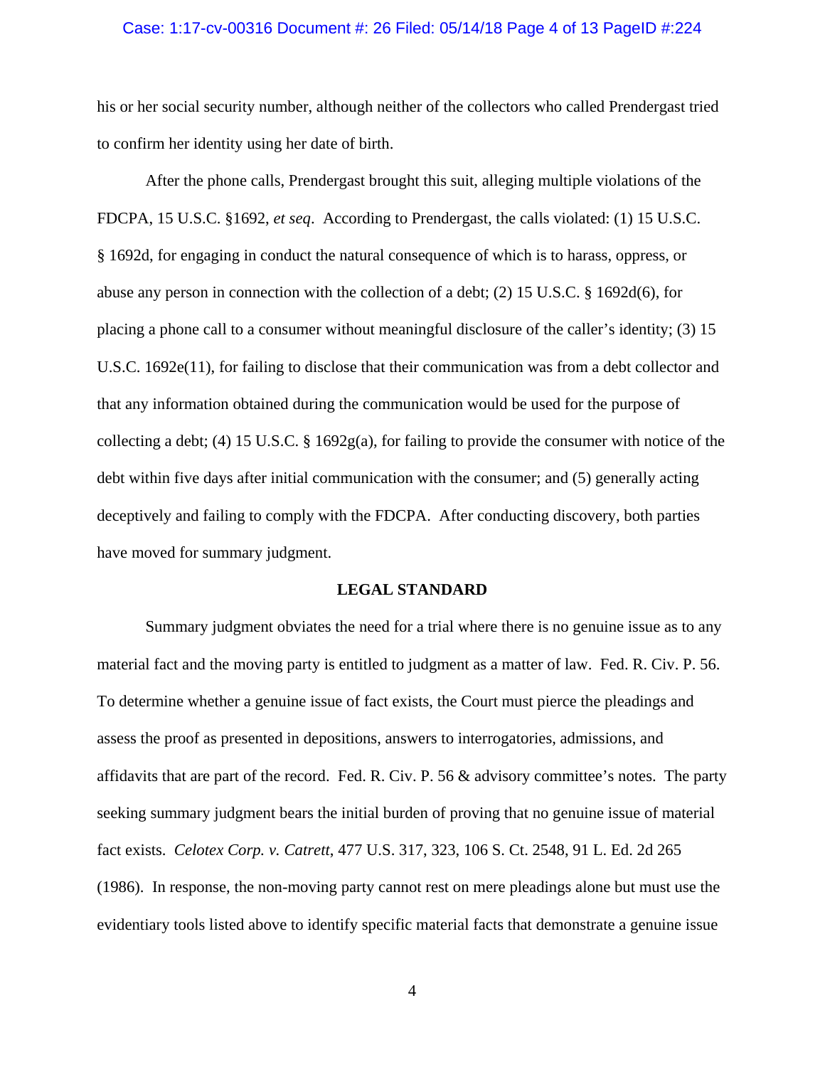his or her social security number, although neither of the collectors who called Prendergast tried to confirm her identity using her date of birth.

After the phone calls, Prendergast brought this suit, alleging multiple violations of the FDCPA, 15 U.S.C. §1692, *et seq*. According to Prendergast, the calls violated: (1) 15 U.S.C. § 1692d, for engaging in conduct the natural consequence of which is to harass, oppress, or abuse any person in connection with the collection of a debt; (2) 15 U.S.C. § 1692d(6), for placing a phone call to a consumer without meaningful disclosure of the caller's identity; (3) 15 U.S.C. 1692e(11), for failing to disclose that their communication was from a debt collector and that any information obtained during the communication would be used for the purpose of collecting a debt; (4) 15 U.S.C. § 1692g(a), for failing to provide the consumer with notice of the debt within five days after initial communication with the consumer; and (5) generally acting deceptively and failing to comply with the FDCPA. After conducting discovery, both parties have moved for summary judgment.

## LEGAL STANDARD

Summary judgment obviates the need for a trial where there is no genuine issue as to any material fact and the moving party is entitled to judgment as a matter of law. Fed. R. Civ. P. 56. To determine whether a genuine issue of fact exists, the Court must pierce the pleadings and assess the proof as presented in depositions, answers to interrogatories, admissions, and affidavits that are part of the record. Fed. R. Civ. P. 56 & advisory committee's notes. The party seeking summary judgment bears the initial burden of proving that no genuine issue of material fact exists. *Celotex Corp. v. Catrett*, 477 U.S. 317, 323, 106 S. Ct. 2548, 91 L. Ed. 2d 265 (1986). In response, the non-moving party cannot rest on mere pleadings alone but must use the evidentiary tools listed above to identify specific material facts that demonstrate a genuine issue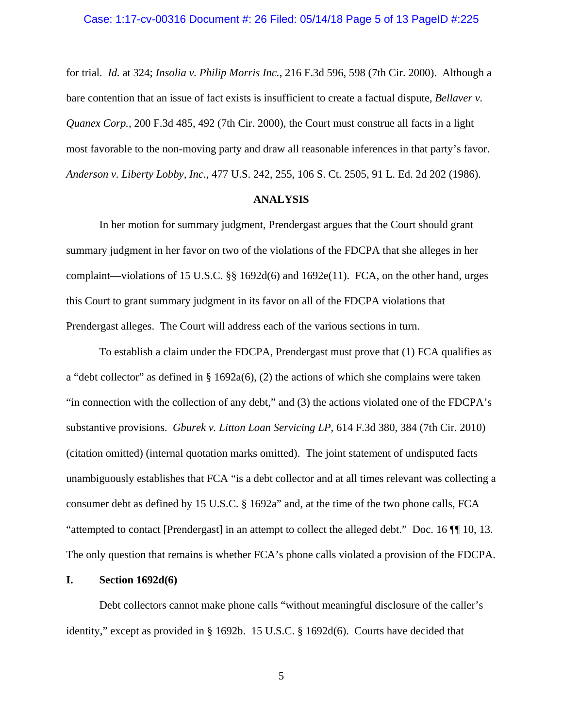for trial. *Id.* at 324; *Insolia v. Philip Morris Inc.*, 216 F.3d 596, 598 (7th Cir. 2000). Although a bare contention that an issue of fact exists is insufficient to create a factual dispute, *Bellaver v. Quanex Corp.*, 200 F.3d 485, 492 (7th Cir. 2000), the Court must construe all facts in a light most favorable to the non-moving party and draw all reasonable inferences in that party's favor. *Anderson v. Liberty Lobby, Inc.*, 477 U.S. 242, 255, 106 S. Ct. 2505, 91 L. Ed. 2d 202 (1986).

## ANALYSIS

In her motion for summary judgment, Prendergast argues that the Court should grant summary judgment in her favor on two of the violations of the FDCPA that she alleges in her complaint—violations of 15 U.S.C. §§ 1692d(6) and 1692e(11). FCA, on the other hand, urges this Court to grant summary judgment in its favor on all of the FDCPA violations that Prendergast alleges. The Court will address each of the various sections in turn.

To establish a claim under the FDCPA, Prendergast must prove that (1) FCA qualifies as a "debt collector" as defined in § 1692a(6), (2) the actions of which she complains were taken "in connection with the collection of any debt," and (3) the actions violated one of the FDCPA's substantive provisions. *Gburek v. Litton Loan Servicing LP*, 614 F.3d 380, 384 (7th Cir. 2010) (citation omitted) (internal quotation marks omitted). The joint statement of undisputed facts unambiguously establishes that FCA "is a debt collector and at all times relevant was collecting a consumer debt as defined by 15 U.S.C. § 1692a" and, at the time of the two phone calls, FCA "attempted to contact [Prendergast] in an attempt to collect the alleged debt." Doc. 16 ¶¶ 10, 13. The only question that remains is whether FCA's phone calls violated a provision of the FDCPA.

### I. Section 1692d(6)

Debt collectors cannot make phone calls "without meaningful disclosure of the caller's identity," except as provided in § 1692b. 15 U.S.C. § 1692d(6). Courts have decided that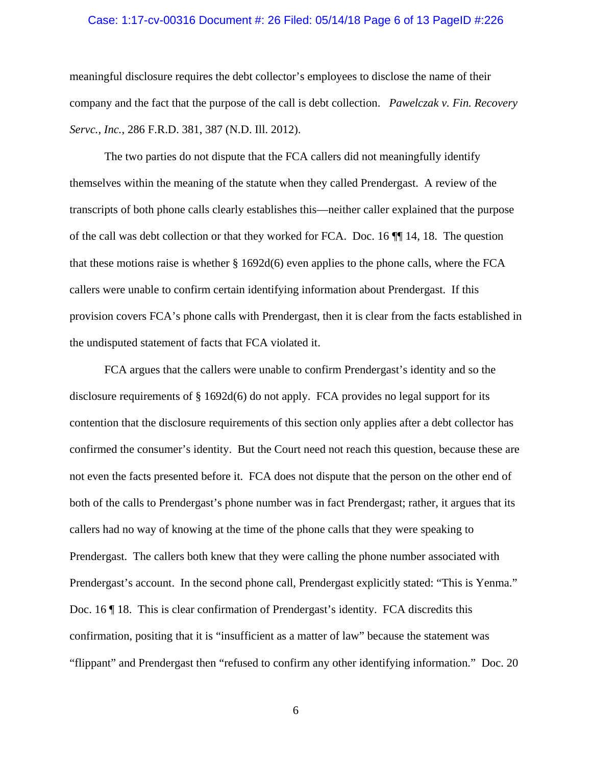meaningful disclosure requires the debt collector's employees to disclose the name of their company and the fact that the purpose of the call is debt collection. *Pawelczak v. Fin. Recovery Servc., Inc.*, 286 F.R.D. 381, 387 (N.D. Ill. 2012).

The two parties do not dispute that the FCA callers did not meaningfully identify themselves within the meaning of the statute when they called Prendergast. A review of the transcripts of both phone calls clearly establishes this—neither caller explained that the purpose of the call was debt collection or that they worked for FCA. Doc. 16 ¶¶ 14, 18. The question that these motions raise is whether § 1692d(6) even applies to the phone calls, where the FCA callers were unable to confirm certain identifying information about Prendergast. If this provision covers FCA's phone calls with Prendergast, then it is clear from the facts established in the undisputed statement of facts that FCA violated it.

FCA argues that the callers were unable to confirm Prendergast's identity and so the disclosure requirements of § 1692d(6) do not apply. FCA provides no legal support for its contention that the disclosure requirements of this section only applies after a debt collector has confirmed the consumer's identity. But the Court need not reach this question, because these are not even the facts presented before it. FCA does not dispute that the person on the other end of both of the calls to Prendergast's phone number was in fact Prendergast; rather, it argues that its callers had no way of knowing at the time of the phone calls that they were speaking to Prendergast. The callers both knew that they were calling the phone number associated with Prendergast's account. In the second phone call, Prendergast explicitly stated: "This is Yenma." Doc. 16 ¶ 18. This is clear confirmation of Prendergast's identity. FCA discredits this confirmation, positing that it is "insufficient as a matter of law" because the statement was "flippant" and Prendergast then "refused to confirm any other identifying information." Doc. 20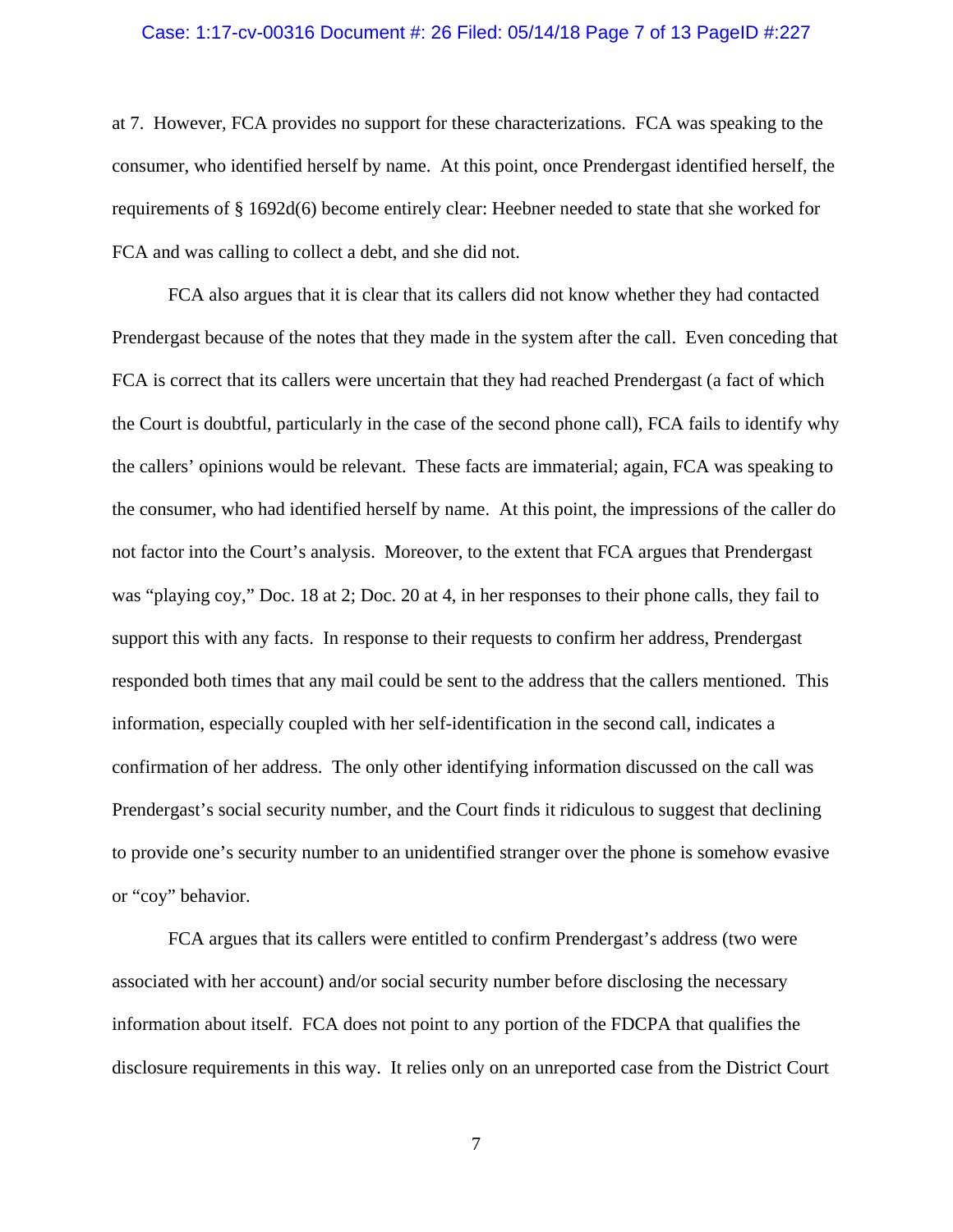at 7. However, FCA provides no support for these characterizations. FCA was speaking to the consumer, who identified herself by name. At this point, once Prendergast identified herself, the requirements of § 1692d(6) become entirely clear: Heebner needed to state that she worked for FCA and was calling to collect a debt, and she did not.

FCA also argues that it is clear that its callers did not know whether they had contacted Prendergast because of the notes that they made in the system after the call. Even conceding that FCA is correct that its callers were uncertain that they had reached Prendergast (a fact of which the Court is doubtful, particularly in the case of the second phone call), FCA fails to identify why the callers' opinions would be relevant. These facts are immaterial; again, FCA was speaking to the consumer, who had identified herself by name. At this point, the impressions of the caller do not factor into the Court's analysis. Moreover, to the extent that FCA argues that Prendergast was "playing coy," Doc. 18 at 2; Doc. 20 at 4, in her responses to their phone calls, they fail to support this with any facts. In response to their requests to confirm her address, Prendergast responded both times that any mail could be sent to the address that the callers mentioned. This information, especially coupled with her self-identification in the second call, indicates a confirmation of her address. The only other identifying information discussed on the call was Prendergast's social security number, and the Court finds it ridiculous to suggest that declining to provide one's security number to an unidentified stranger over the phone is somehow evasive or "coy" behavior.

FCA argues that its callers were entitled to confirm Prendergast's address (two were associated with her account) and/or social security number before disclosing the necessary information about itself. FCA does not point to any portion of the FDCPA that qualifies the disclosure requirements in this way. It relies only on an unreported case from the District Court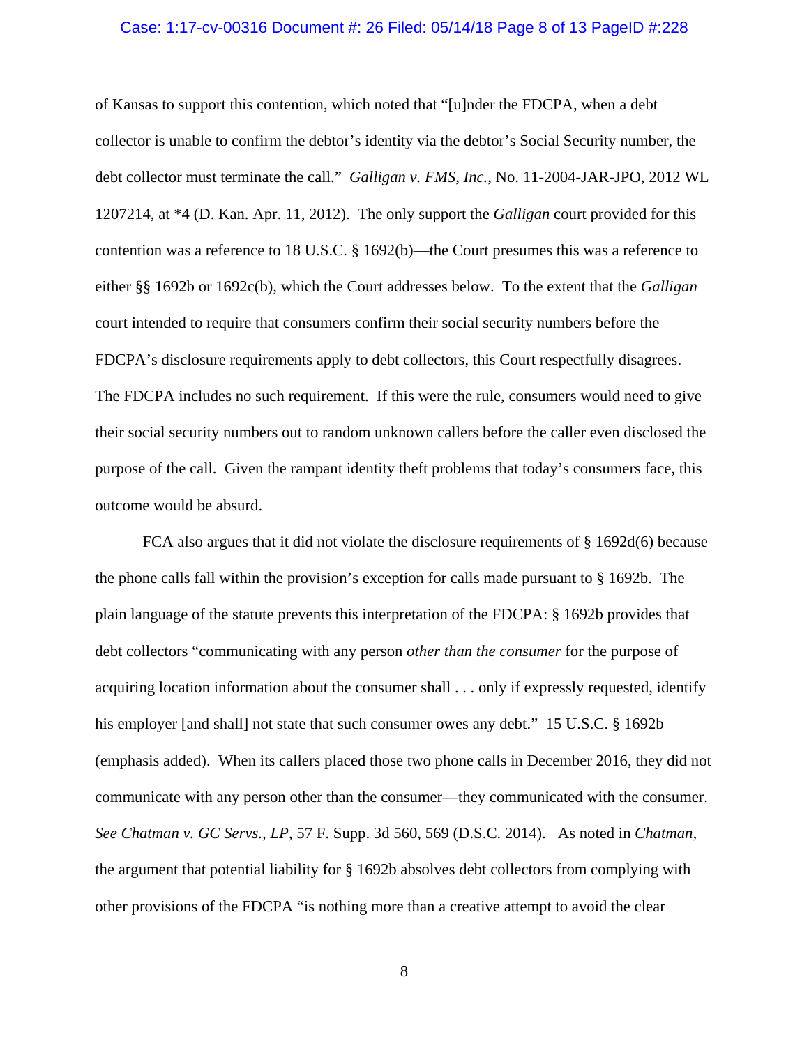of Kansas to support this contention, which noted that "[u]nder the FDCPA, when a debt collector is unable to confirm the debtor's identity via the debtor's Social Security number, the debt collector must terminate the call." *Galligan v. FMS, Inc.*, No. 11-2004-JAR-JPO, 2012 WL 1207214, at *4 (D. Kan. Apr. 11, 2012). The only support the *Galligan* court provided for this contention was a reference to 18 U.S.C. § 1692(b)—the Court presumes this was a reference to either §§ 1692b or 1692c(b), which the Court addresses below. To the extent that the *Galligan* court intended to require that consumers confirm their social security numbers before the FDCPA's disclosure requirements apply to debt collectors, this Court respectfully disagrees. The FDCPA includes no such requirement. If this were the rule, consumers would need to give their social security numbers out to random unknown callers before the caller even disclosed the purpose of the call. Given the rampant identity theft problems that today's consumers face, this outcome would be absurd.

FCA also argues that it did not violate the disclosure requirements of § 1692d(6) because the phone calls fall within the provision's exception for calls made pursuant to § 1692b. The plain language of the statute prevents this interpretation of the FDCPA: § 1692b provides that debt collectors "communicating with any person *other than the consumer* for the purpose of acquiring location information about the consumer shall . . . only if expressly requested, identify his employer [and shall] not state that such consumer owes any debt." 15 U.S.C. § 1692b (emphasis added). When its callers placed those two phone calls in December 2016, they did not communicate with any person other than the consumer—they communicated with the consumer. *See Chatman v. GC Servs., LP*, 57 F. Supp. 3d 560, 569 (D.S.C. 2014). As noted in *Chatman*, the argument that potential liability for § 1692b absolves debt collectors from complying with other provisions of the FDCPA "is nothing more than a creative attempt to avoid the clear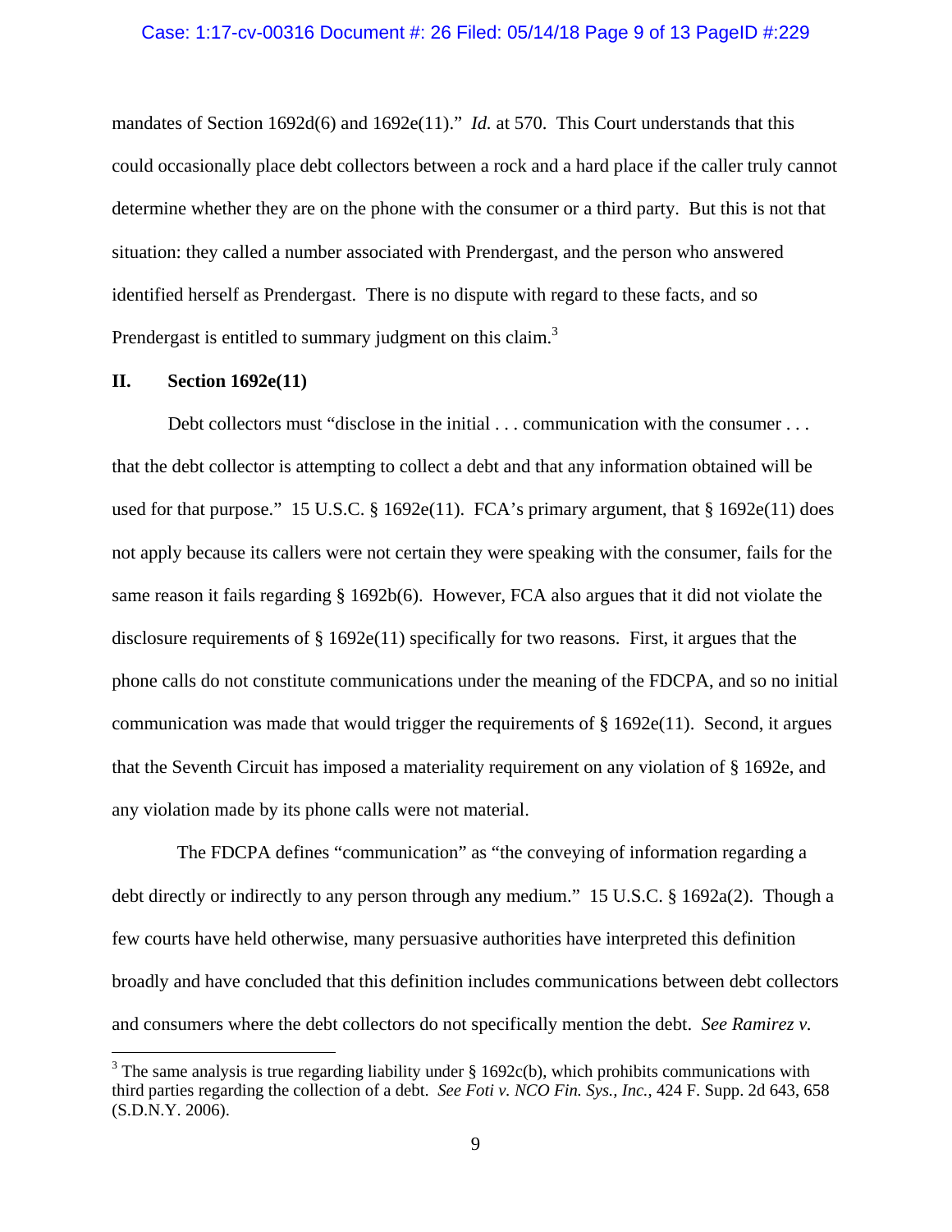mandates of Section 1692d(6) and 1692e(11)." *Id.* at 570. This Court understands that this could occasionally place debt collectors between a rock and a hard place if the caller truly cannot determine whether they are on the phone with the consumer or a third party. But this is not that situation: they called a number associated with Prendergast, and the person who answered identified herself as Prendergast. There is no dispute with regard to these facts, and so Prendergast is entitled to summary judgment on this claim.[3]

## II. Section 1692e(11)

Debt collectors must "disclose in the initial . . . communication with the consumer . . . that the debt collector is attempting to collect a debt and that any information obtained will be used for that purpose." 15 U.S.C. § 1692e(11). FCA's primary argument, that § 1692e(11) does not apply because its callers were not certain they were speaking with the consumer, fails for the same reason it fails regarding § 1692b(6). However, FCA also argues that it did not violate the disclosure requirements of § 1692e(11) specifically for two reasons. First, it argues that the phone calls do not constitute communications under the meaning of the FDCPA, and so no initial communication was made that would trigger the requirements of § 1692e(11). Second, it argues that the Seventh Circuit has imposed a materiality requirement on any violation of § 1692e, and any violation made by its phone calls were not material.

The FDCPA defines "communication" as "the conveying of information regarding a debt directly or indirectly to any person through any medium." 15 U.S.C. § 1692a(2). Though a few courts have held otherwise, many persuasive authorities have interpreted this definition broadly and have concluded that this definition includes communications between debt collectors and consumers where the debt collectors do not specifically mention the debt. *See Ramirez v.*

---

[3] The same analysis is true regarding liability under § 1692c(b), which prohibits communications with third parties regarding the collection of a debt. *See Foti v. NCO Fin. Sys., Inc.*, 424 F. Supp. 2d 643, 658 (S.D.N.Y. 2006).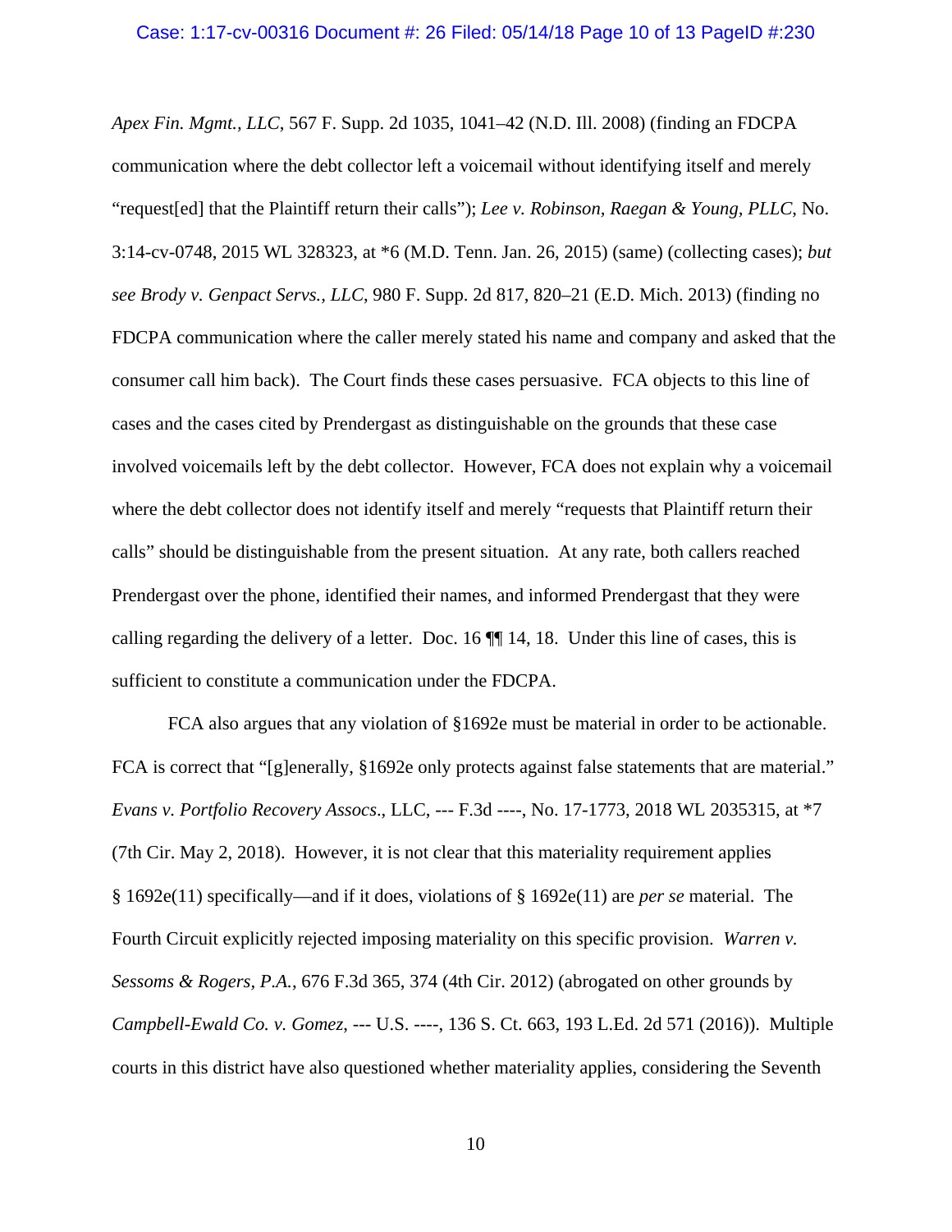*Apex Fin. Mgmt., LLC*, 567 F. Supp. 2d 1035, 1041–42 (N.D. Ill. 2008) (finding an FDCPA communication where the debt collector left a voicemail without identifying itself and merely "request[ed] that the Plaintiff return their calls"); *Lee v. Robinson, Raegan & Young, PLLC*, No. 3:14-cv-0748, 2015 WL 328323, at *6 (M.D. Tenn. Jan. 26, 2015) (same) (collecting cases); *but see Brody v. Genpact Servs., LLC*, 980 F. Supp. 2d 817, 820–21 (E.D. Mich. 2013) (finding no FDCPA communication where the caller merely stated his name and company and asked that the consumer call him back). The Court finds these cases persuasive. FCA objects to this line of cases and the cases cited by Prendergast as distinguishable on the grounds that these case involved voicemails left by the debt collector. However, FCA does not explain why a voicemail where the debt collector does not identify itself and merely "requests that Plaintiff return their calls" should be distinguishable from the present situation. At any rate, both callers reached Prendergast over the phone, identified their names, and informed Prendergast that they were calling regarding the delivery of a letter. Doc. 16 ¶¶ 14, 18. Under this line of cases, this is sufficient to constitute a communication under the FDCPA.

FCA also argues that any violation of §1692e must be material in order to be actionable. FCA is correct that "[g]enerally, §1692e only protects against false statements that are material." *Evans v. Portfolio Recovery Assocs*., LLC, --- F.3d ----, No. 17-1773, 2018 WL 2035315, at *7 (7th Cir. May 2, 2018). However, it is not clear that this materiality requirement applies § 1692e(11) specifically—and if it does, violations of § 1692e(11) are *per se* material. The Fourth Circuit explicitly rejected imposing materiality on this specific provision. *Warren v. Sessoms & Rogers, P.A.*, 676 F.3d 365, 374 (4th Cir. 2012) (abrogated on other grounds by *Campbell-Ewald Co. v. Gomez*, --- U.S. ----, 136 S. Ct. 663, 193 L.Ed. 2d 571 (2016)). Multiple courts in this district have also questioned whether materiality applies, considering the Seventh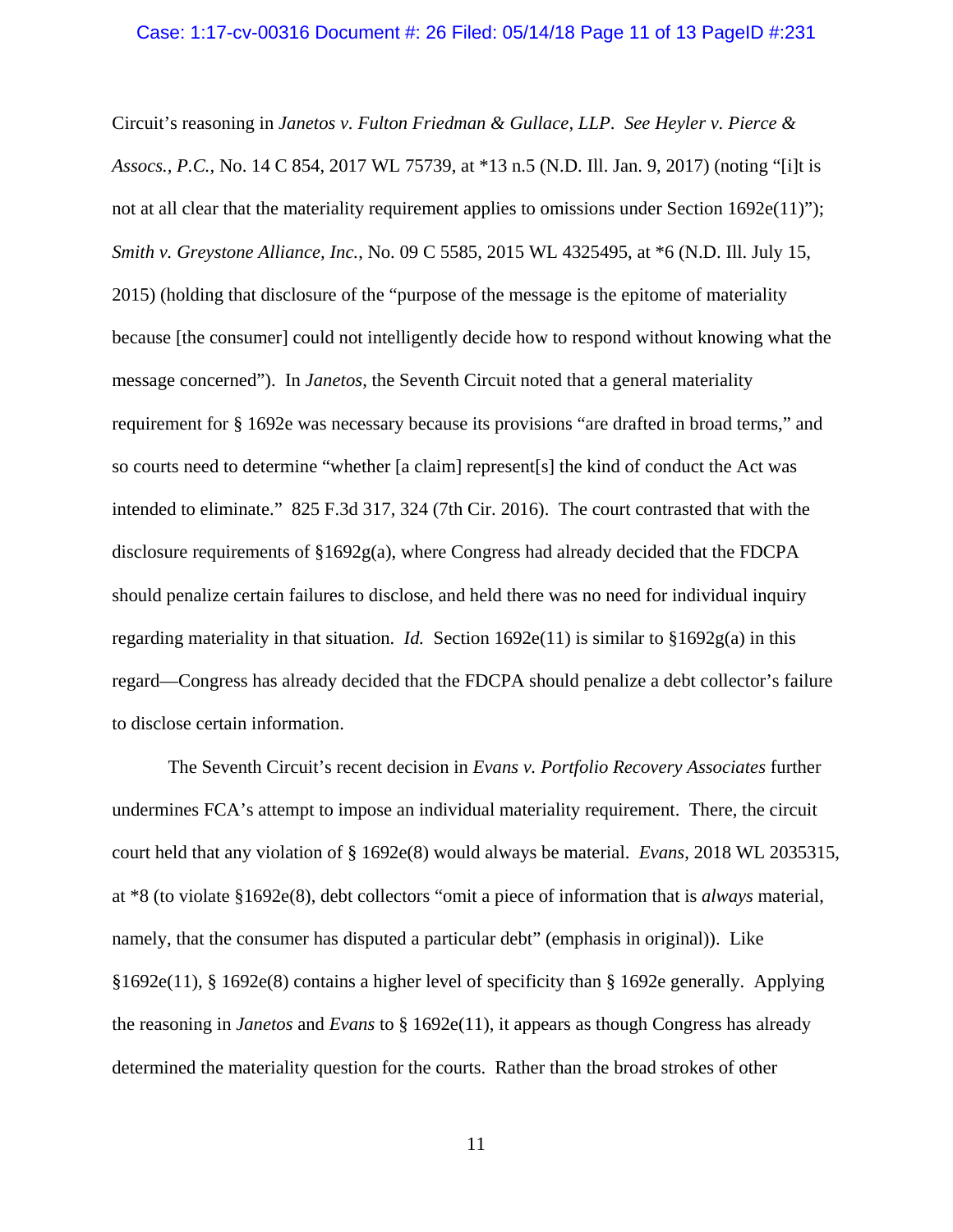Circuit's reasoning in *Janetos v. Fulton Friedman & Gullace, LLP*. *See Heyler v. Pierce & Assocs., P.C.*, No. 14 C 854, 2017 WL 75739, at *13 n.5 (N.D. Ill. Jan. 9, 2017) (noting "[i]t is not at all clear that the materiality requirement applies to omissions under Section 1692e(11)"); *Smith v. Greystone Alliance, Inc.*, No. 09 C 5585, 2015 WL 4325495, at *6 (N.D. Ill. July 15, 2015) (holding that disclosure of the "purpose of the message is the epitome of materiality because [the consumer] could not intelligently decide how to respond without knowing what the message concerned"). In *Janetos*, the Seventh Circuit noted that a general materiality requirement for § 1692e was necessary because its provisions "are drafted in broad terms," and so courts need to determine "whether [a claim] represent[s] the kind of conduct the Act was intended to eliminate." 825 F.3d 317, 324 (7th Cir. 2016). The court contrasted that with the disclosure requirements of §1692g(a), where Congress had already decided that the FDCPA should penalize certain failures to disclose, and held there was no need for individual inquiry regarding materiality in that situation. *Id.* Section 1692e(11) is similar to §1692g(a) in this regard—Congress has already decided that the FDCPA should penalize a debt collector's failure to disclose certain information.

The Seventh Circuit's recent decision in *Evans v. Portfolio Recovery Associates* further undermines FCA's attempt to impose an individual materiality requirement. There, the circuit court held that any violation of § 1692e(8) would always be material. *Evans*, 2018 WL 2035315, at *8 (to violate §1692e(8), debt collectors "omit a piece of information that is *always* material, namely, that the consumer has disputed a particular debt" (emphasis in original)). Like §1692e(11), § 1692e(8) contains a higher level of specificity than § 1692e generally. Applying the reasoning in *Janetos* and *Evans* to § 1692e(11), it appears as though Congress has already determined the materiality question for the courts. Rather than the broad strokes of other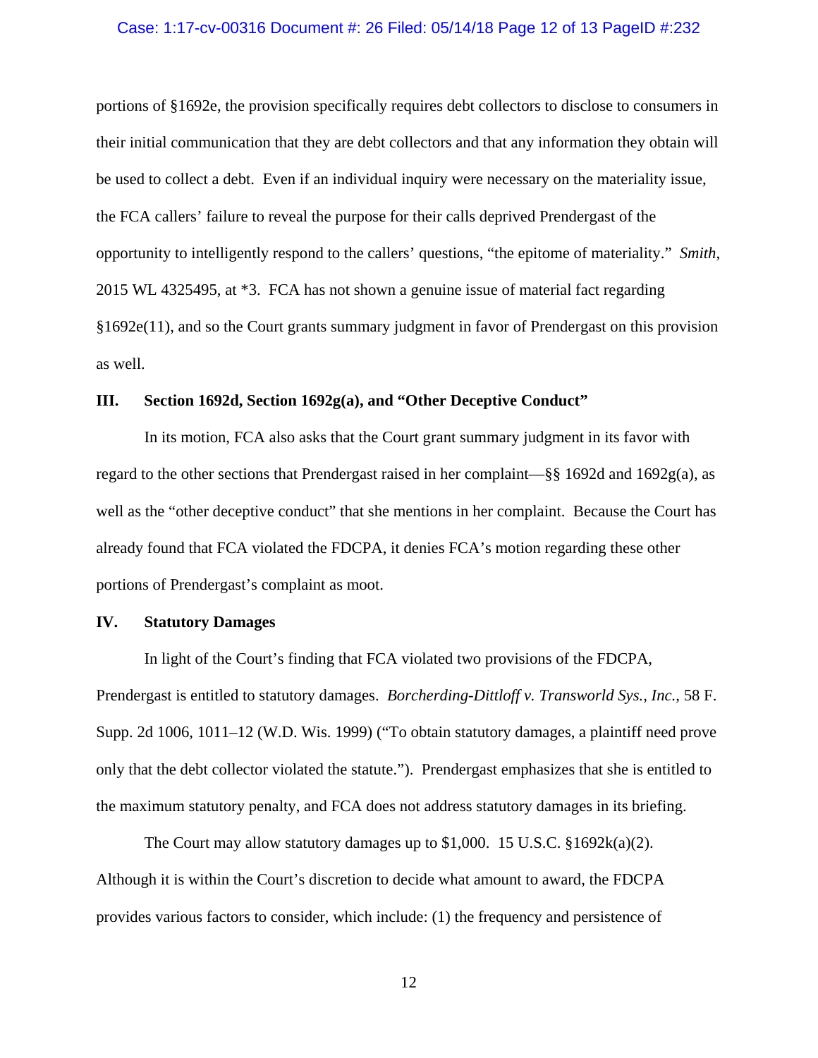portions of §1692e, the provision specifically requires debt collectors to disclose to consumers in their initial communication that they are debt collectors and that any information they obtain will be used to collect a debt. Even if an individual inquiry were necessary on the materiality issue, the FCA callers' failure to reveal the purpose for their calls deprived Prendergast of the opportunity to intelligently respond to the callers' questions, "the epitome of materiality." *Smith*, 2015 WL 4325495, at *3. FCA has not shown a genuine issue of material fact regarding §1692e(11), and so the Court grants summary judgment in favor of Prendergast on this provision as well.

## III. Section 1692d, Section 1692g(a), and "Other Deceptive Conduct"

In its motion, FCA also asks that the Court grant summary judgment in its favor with regard to the other sections that Prendergast raised in her complaint—§§ 1692d and 1692g(a), as well as the "other deceptive conduct" that she mentions in her complaint. Because the Court has already found that FCA violated the FDCPA, it denies FCA's motion regarding these other portions of Prendergast's complaint as moot.

## IV. Statutory Damages

In light of the Court's finding that FCA violated two provisions of the FDCPA, Prendergast is entitled to statutory damages. *Borcherding-Dittloff v. Transworld Sys., Inc.*, 58 F. Supp. 2d 1006, 1011–12 (W.D. Wis. 1999) ("To obtain statutory damages, a plaintiff need prove only that the debt collector violated the statute."). Prendergast emphasizes that she is entitled to the maximum statutory penalty, and FCA does not address statutory damages in its briefing.

The Court may allow statutory damages up to $1,000. 15 U.S.C. §1692k(a)(2). Although it is within the Court's discretion to decide what amount to award, the FDCPA provides various factors to consider, which include: (1) the frequency and persistence of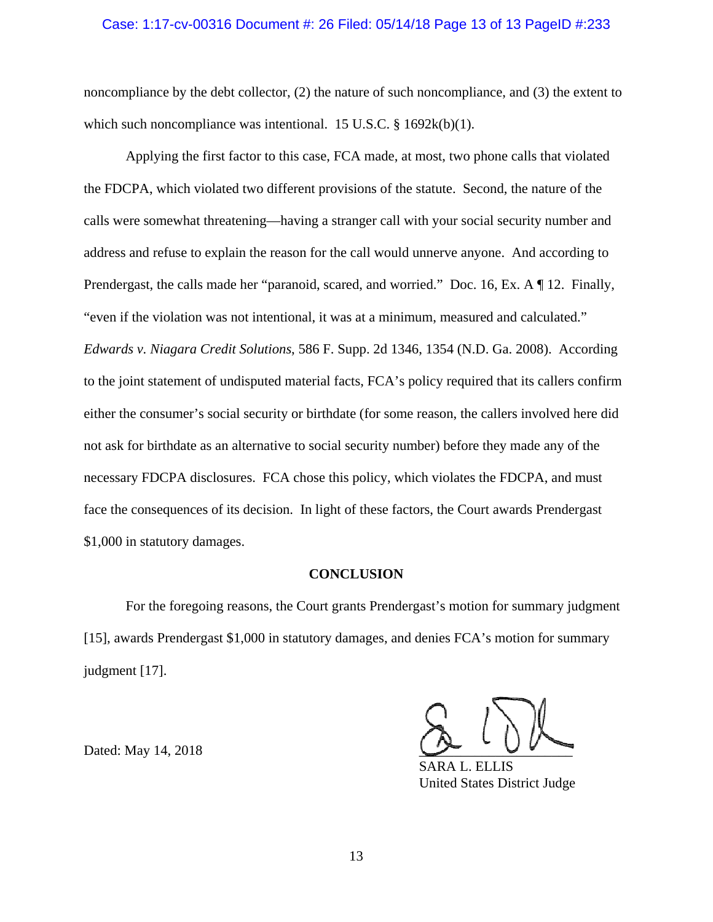noncompliance by the debt collector, (2) the nature of such noncompliance, and (3) the extent to which such noncompliance was intentional. 15 U.S.C. § 1692k(b)(1).

Applying the first factor to this case, FCA made, at most, two phone calls that violated the FDCPA, which violated two different provisions of the statute. Second, the nature of the calls were somewhat threatening—having a stranger call with your social security number and address and refuse to explain the reason for the call would unnerve anyone. And according to Prendergast, the calls made her "paranoid, scared, and worried." Doc. 16, Ex. A ¶ 12. Finally, "even if the violation was not intentional, it was at a minimum, measured and calculated." *Edwards v. Niagara Credit Solutions*, 586 F. Supp. 2d 1346, 1354 (N.D. Ga. 2008). According to the joint statement of undisputed material facts, FCA's policy required that its callers confirm either the consumer's social security or birthdate (for some reason, the callers involved here did not ask for birthdate as an alternative to social security number) before they made any of the necessary FDCPA disclosures. FCA chose this policy, which violates the FDCPA, and must face the consequences of its decision. In light of these factors, the Court awards Prendergast $1,000 in statutory damages.

## CONCLUSION

For the foregoing reasons, the Court grants Prendergast's motion for summary judgment [15], awards Prendergast $1,000 in statutory damages, and denies FCA's motion for summary judgment [17].

Dated: May 14, 2018

SARA L. ELLIS
United States District Judge